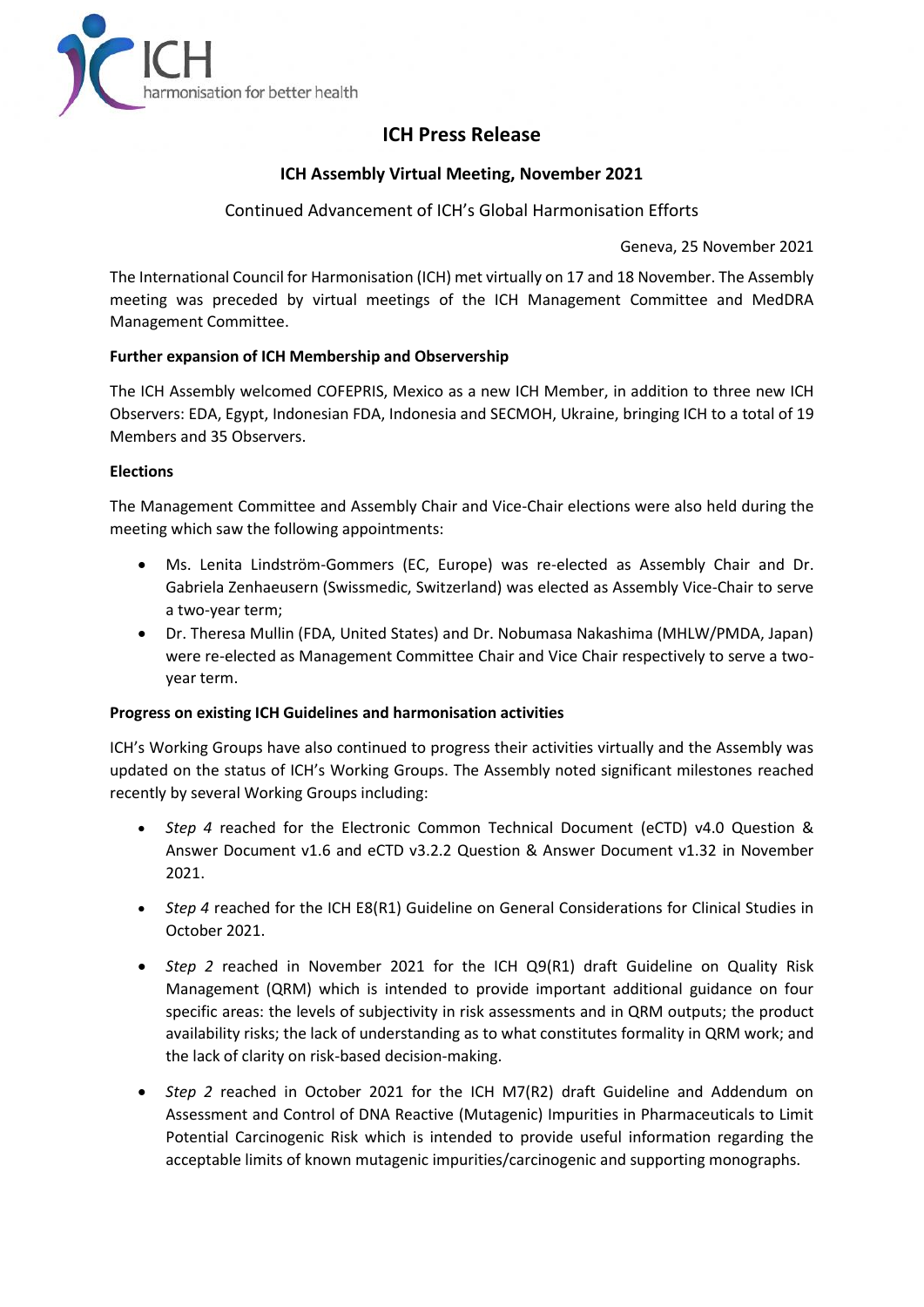# ICH Press Release

## ICH Assembly Virtual Meeting, November 2021

Continued Advancement of ICH's Global Harmonisation Efforts

Geneva, 25 November 2021

The International Council for Harmonisation (ICH) met virtually on 17 and 18 November. The Assembly meeting was preceded by virtual meetings of the ICH Management Committee and MedDRA Management Committee.

### Further expansion of ICH Membership and Observership

The ICH Assembly welcomed COFEPRIS, Mexico as a new ICH Member, in addition to three new ICH Observers: EDA, Egypt, Indonesian FDA, Indonesia and SECMOH, Ukraine, bringing ICH to a total of 19 Members and 35 Observers.

### Elections

The Management Committee and Assembly Chair and Vice-Chair elections were also held during the meeting which saw the following appointments:

- Ms. Lenita Lindström-Gommers (EC, Europe) was re-elected as Assembly Chair and Dr. Gabriela Zenhaeusern (Swissmedic, Switzerland) was elected as Assembly Vice-Chair to serve a two-year term;
- Dr. Theresa Mullin (FDA, United States) and Dr. Nobumasa Nakashima (MHLW/PMDA, Japan) were re-elected as Management Committee Chair and Vice Chair respectively to serve a two-year term.

### Progress on existing ICH Guidelines and harmonisation activities

ICH's Working Groups have also continued to progress their activities virtually and the Assembly was updated on the status of ICH's Working Groups. The Assembly noted significant milestones reached recently by several Working Groups including:

- *Step 4* reached for the Electronic Common Technical Document (eCTD) v4.0 Question & Answer Document v1.6 and eCTD v3.2.2 Question & Answer Document v1.32 in November 2021.
- *Step 4* reached for the ICH E8(R1) Guideline on General Considerations for Clinical Studies in October 2021.
- *Step 2* reached in November 2021 for the ICH Q9(R1) draft Guideline on Quality Risk Management (QRM) which is intended to provide important additional guidance on four specific areas: the levels of subjectivity in risk assessments and in QRM outputs; the product availability risks; the lack of understanding as to what constitutes formality in QRM work; and the lack of clarity on risk-based decision-making.
- *Step 2* reached in October 2021 for the ICH M7(R2) draft Guideline and Addendum on Assessment and Control of DNA Reactive (Mutagenic) Impurities in Pharmaceuticals to Limit Potential Carcinogenic Risk which is intended to provide useful information regarding the acceptable limits of known mutagenic impurities/carcinogenic and supporting monographs.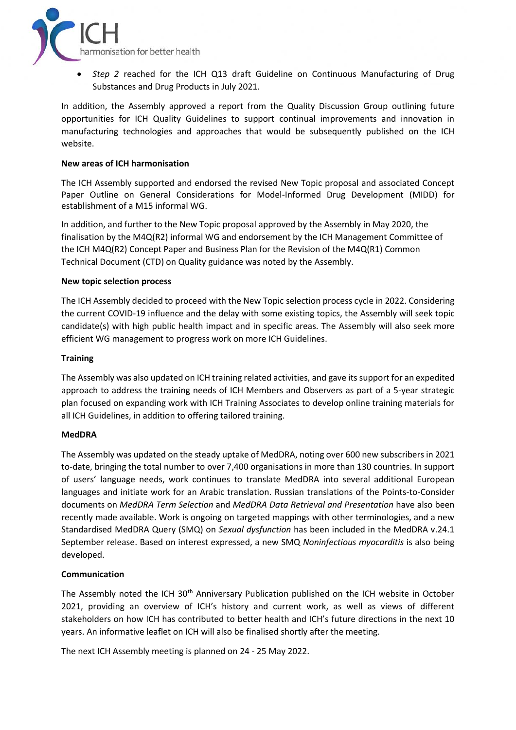- *Step 2* reached for the ICH Q13 draft Guideline on Continuous Manufacturing of Drug Substances and Drug Products in July 2021.

In addition, the Assembly approved a report from the Quality Discussion Group outlining future opportunities for ICH Quality Guidelines to support continual improvements and innovation in manufacturing technologies and approaches that would be subsequently published on the ICH website.

**New areas of ICH harmonisation**

The ICH Assembly supported and endorsed the revised New Topic proposal and associated Concept Paper Outline on General Considerations for Model-Informed Drug Development (MIDD) for establishment of a M15 informal WG.

In addition, and further to the New Topic proposal approved by the Assembly in May 2020, the finalisation by the M4Q(R2) informal WG and endorsement by the ICH Management Committee of the ICH M4Q(R2) Concept Paper and Business Plan for the Revision of the M4Q(R1) Common Technical Document (CTD) on Quality guidance was noted by the Assembly.

**New topic selection process**

The ICH Assembly decided to proceed with the New Topic selection process cycle in 2022. Considering the current COVID-19 influence and the delay with some existing topics, the Assembly will seek topic candidate(s) with high public health impact and in specific areas. The Assembly will also seek more efficient WG management to progress work on more ICH Guidelines.

**Training**

The Assembly was also updated on ICH training related activities, and gave its support for an expedited approach to address the training needs of ICH Members and Observers as part of a 5-year strategic plan focused on expanding work with ICH Training Associates to develop online training materials for all ICH Guidelines, in addition to offering tailored training.

**MedDRA**

The Assembly was updated on the steady uptake of MedDRA, noting over 600 new subscribers in 2021 to-date, bringing the total number to over 7,400 organisations in more than 130 countries. In support of users' language needs, work continues to translate MedDRA into several additional European languages and initiate work for an Arabic translation. Russian translations of the Points-to-Consider documents on *MedDRA Term Selection* and *MedDRA Data Retrieval and Presentation* have also been recently made available. Work is ongoing on targeted mappings with other terminologies, and a new Standardised MedDRA Query (SMQ) on *Sexual dysfunction* has been included in the MedDRA v.24.1 September release. Based on interest expressed, a new SMQ *Noninfectious myocarditis* is also being developed.

**Communication**

The Assembly noted the ICH 30th Anniversary Publication published on the ICH website in October 2021, providing an overview of ICH's history and current work, as well as views of different stakeholders on how ICH has contributed to better health and ICH's future directions in the next 10 years. An informative leaflet on ICH will also be finalised shortly after the meeting.

The next ICH Assembly meeting is planned on 24 - 25 May 2022.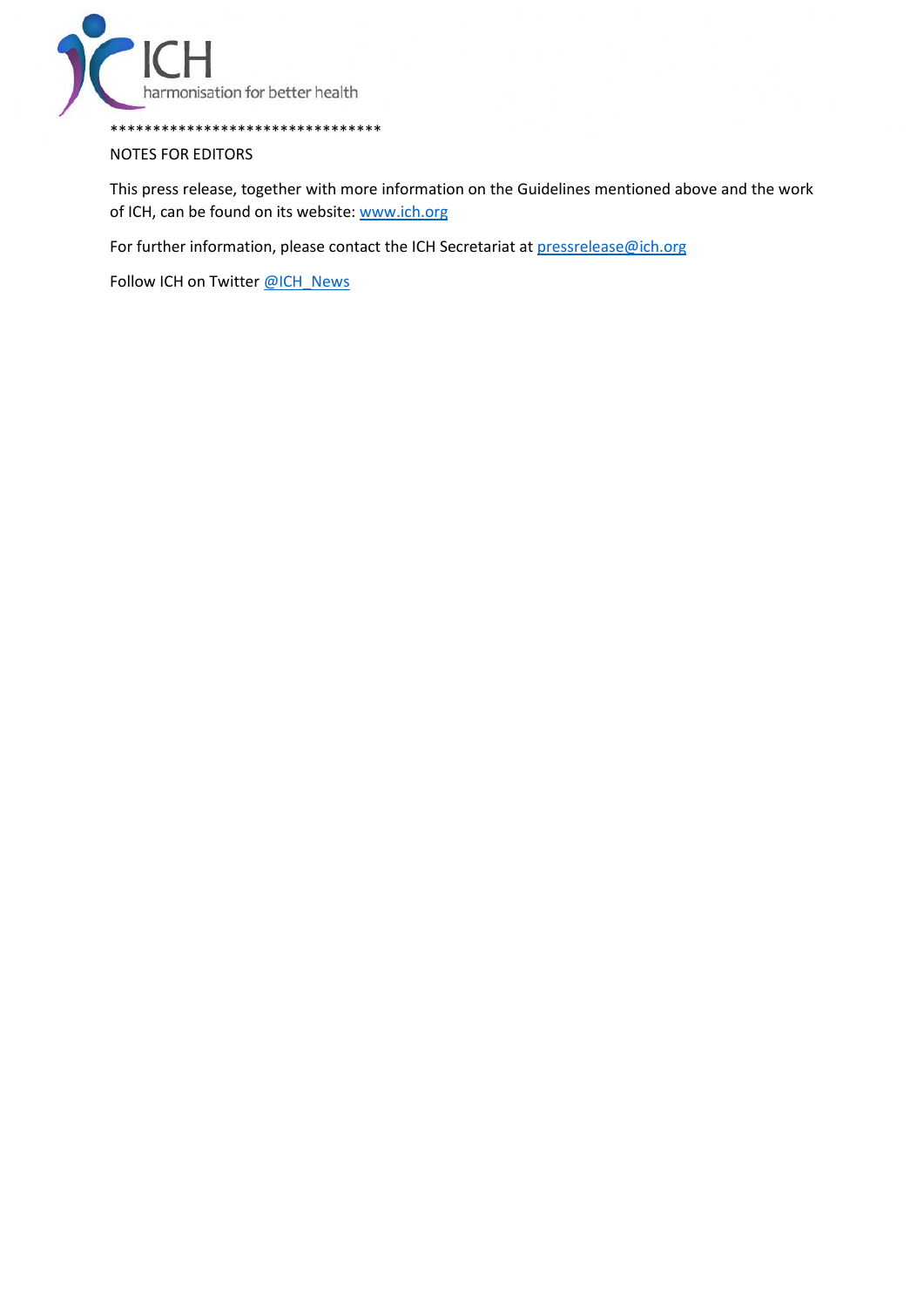********************************

NOTES FOR EDITORS

This press release, together with more information on the Guidelines mentioned above and the work of ICH, can be found on its website: www.ich.org

For further information, please contact the ICH Secretariat at pressrelease@ich.org

Follow ICH on Twitter @ICH_News